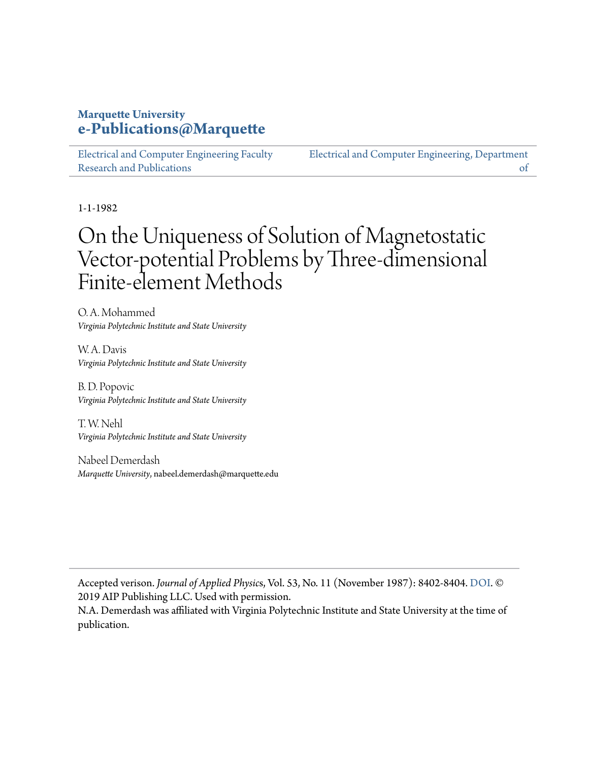**Marquette University**
**e-Publications@Marquette**

Electrical and Computer Engineering Faculty Research and Publications | Electrical and Computer Engineering, Department of

1-1-1982

# On the Uniqueness of Solution of Magnetostatic Vector-potential Problems by Three-dimensional Finite-element Methods

O. A. Mohammed
*Virginia Polytechnic Institute and State University*

W. A. Davis
*Virginia Polytechnic Institute and State University*

B. D. Popovic
*Virginia Polytechnic Institute and State University*

T. W. Nehl
*Virginia Polytechnic Institute and State University*

Nabeel Demerdash
*Marquette University*, nabeel.demerdash@marquette.edu

---

Accepted verison. *Journal of Applied Physics*, Vol. 53, No. 11 (November 1987): 8402-8404. DOI. © 2019 AIP Publishing LLC. Used with permission.
N.A. Demerdash was affiliated with Virginia Polytechnic Institute and State University at the time of publication.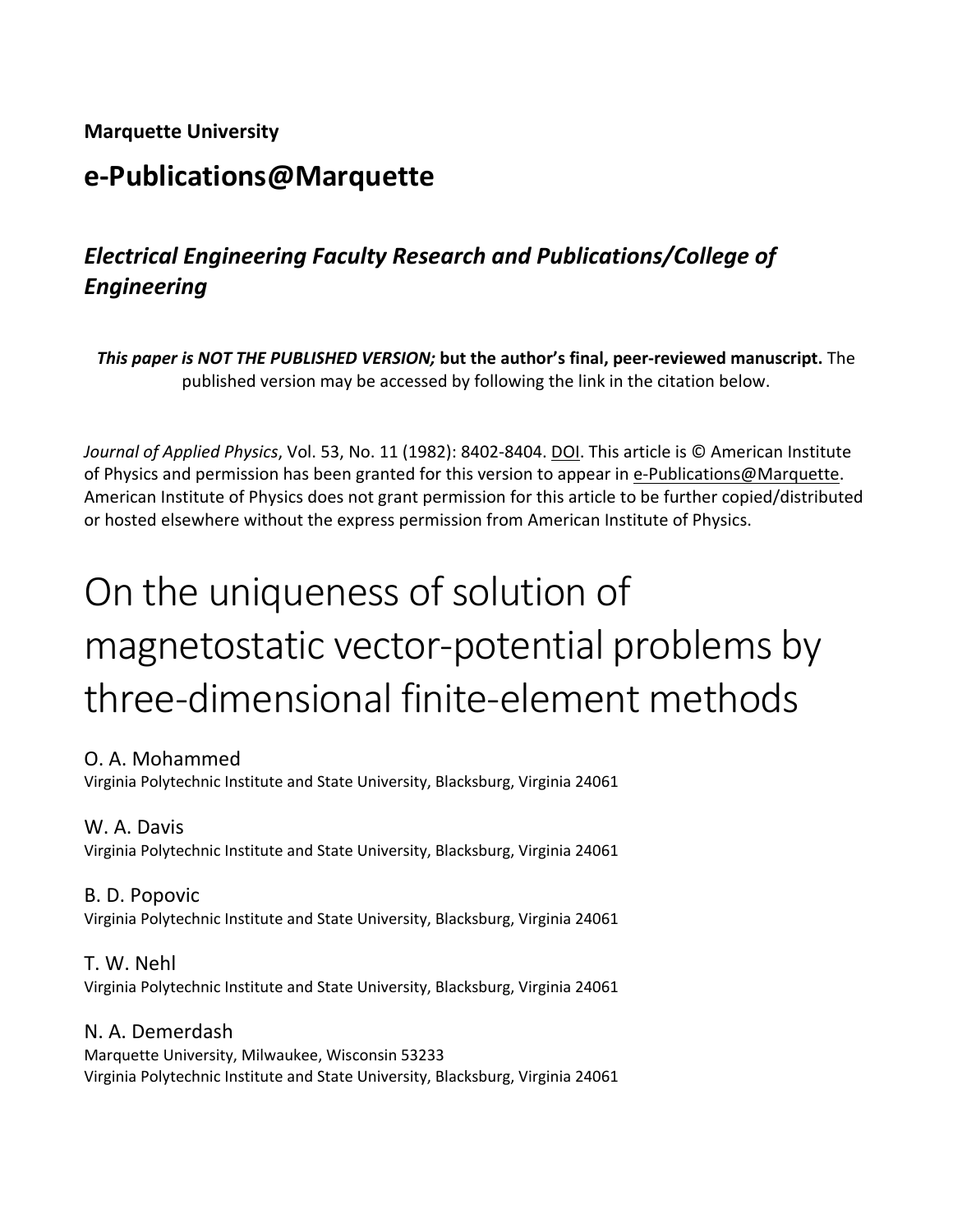**Marquette University**

## e-Publications@Marquette

### *Electrical Engineering Faculty Research and Publications/College of Engineering*

***This paper is NOT THE PUBLISHED VERSION;* but the author's final, peer-reviewed manuscript.** The published version may be accessed by following the link in the citation below.

*Journal of Applied Physics*, Vol. 53, No. 11 (1982): 8402-8404. DOI. This article is © American Institute of Physics and permission has been granted for this version to appear in e-Publications@Marquette. American Institute of Physics does not grant permission for this article to be further copied/distributed or hosted elsewhere without the express permission from American Institute of Physics.

# On the uniqueness of solution of magnetostatic vector-potential problems by three-dimensional finite-element methods

O. A. Mohammed
Virginia Polytechnic Institute and State University, Blacksburg, Virginia 24061

W. A. Davis
Virginia Polytechnic Institute and State University, Blacksburg, Virginia 24061

B. D. Popovic
Virginia Polytechnic Institute and State University, Blacksburg, Virginia 24061

T. W. Nehl
Virginia Polytechnic Institute and State University, Blacksburg, Virginia 24061

N. A. Demerdash
Marquette University, Milwaukee, Wisconsin 53233
Virginia Polytechnic Institute and State University, Blacksburg, Virginia 24061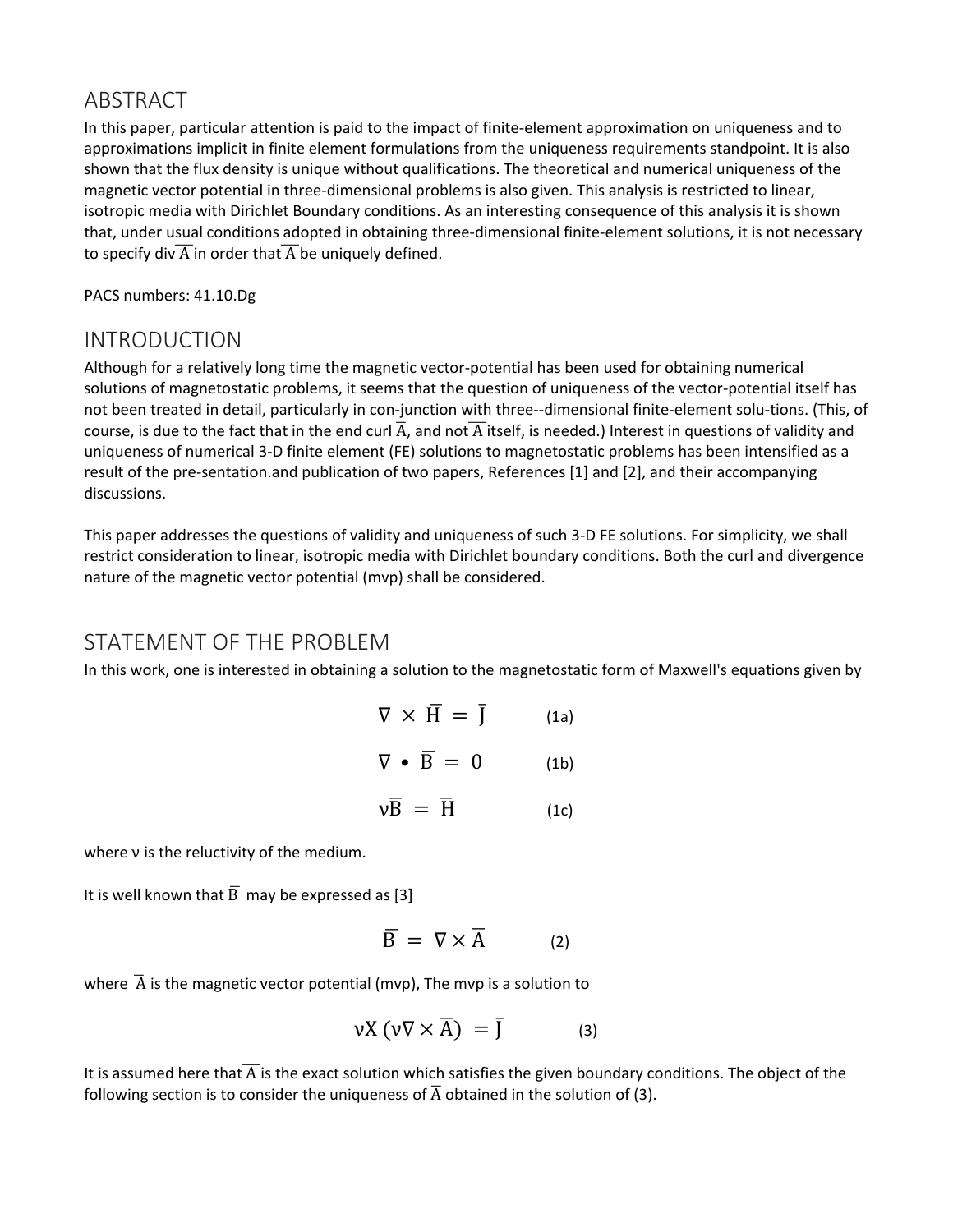## ABSTRACT

In this paper, particular attention is paid to the impact of finite-element approximation on uniqueness and to approximations implicit in finite element formulations from the uniqueness requirements standpoint. It is also shown that the flux density is unique without qualifications. The theoretical and numerical uniqueness of the magnetic vector potential in three-dimensional problems is also given. This analysis is restricted to linear, isotropic media with Dirichlet Boundary conditions. As an interesting consequence of this analysis it is shown that, under usual conditions adopted in obtaining three-dimensional finite-element solutions, it is not necessary to specify div $\overline{\mathrm{A}}$ in order that $\overline{\mathrm{A}}$ be uniquely defined.

PACS numbers: 41.10.Dg

## INTRODUCTION

Although for a relatively long time the magnetic vector-potential has been used for obtaining numerical solutions of magnetostatic problems, it seems that the question of uniqueness of the vector-potential itself has not been treated in detail, particularly in con-junction with three--dimensional finite-element solu-tions. (This, of course, is due to the fact that in the end curl $\overline{\mathrm{A}}$, and not $\overline{\mathrm{A}}$ itself, is needed.) Interest in questions of validity and uniqueness of numerical 3-D finite element (FE) solutions to magnetostatic problems has been intensified as a result of the pre-sentation.and publication of two papers, References [1] and [2], and their accompanying discussions.

This paper addresses the questions of validity and uniqueness of such 3-D FE solutions. For simplicity, we shall restrict consideration to linear, isotropic media with Dirichlet boundary conditions. Both the curl and divergence nature of the magnetic vector potential (mvp) shall be considered.

## STATEMENT OF THE PROBLEM

In this work, one is interested in obtaining a solution to the magnetostatic form of Maxwell's equations given by

$$\nabla \times \overline{\mathrm{H}} = \overline{\mathrm{J}} \qquad \text{(1a)}$$

$$\nabla \bullet \overline{\mathrm{B}} = 0 \qquad \text{(1b)}$$

$$\nu\overline{\mathrm{B}} = \overline{\mathrm{H}} \qquad \text{(1c)}$$

where ν is the reluctivity of the medium.

It is well known that $\overline{\mathrm{B}}$ may be expressed as [3]

$$\overline{\mathrm{B}} = \nabla \times \overline{\mathrm{A}} \qquad \text{(2)}$$

where $\overline{\mathrm{A}}$ is the magnetic vector potential (mvp), The mvp is a solution to

$$\nu \mathrm{X} \left(\nu\nabla \times \overline{\mathrm{A}}\right) = \overline{\mathrm{J}} \qquad \text{(3)}$$

It is assumed here that $\overline{\mathrm{A}}$ is the exact solution which satisfies the given boundary conditions. The object of the following section is to consider the uniqueness of $\overline{\mathrm{A}}$ obtained in the solution of (3).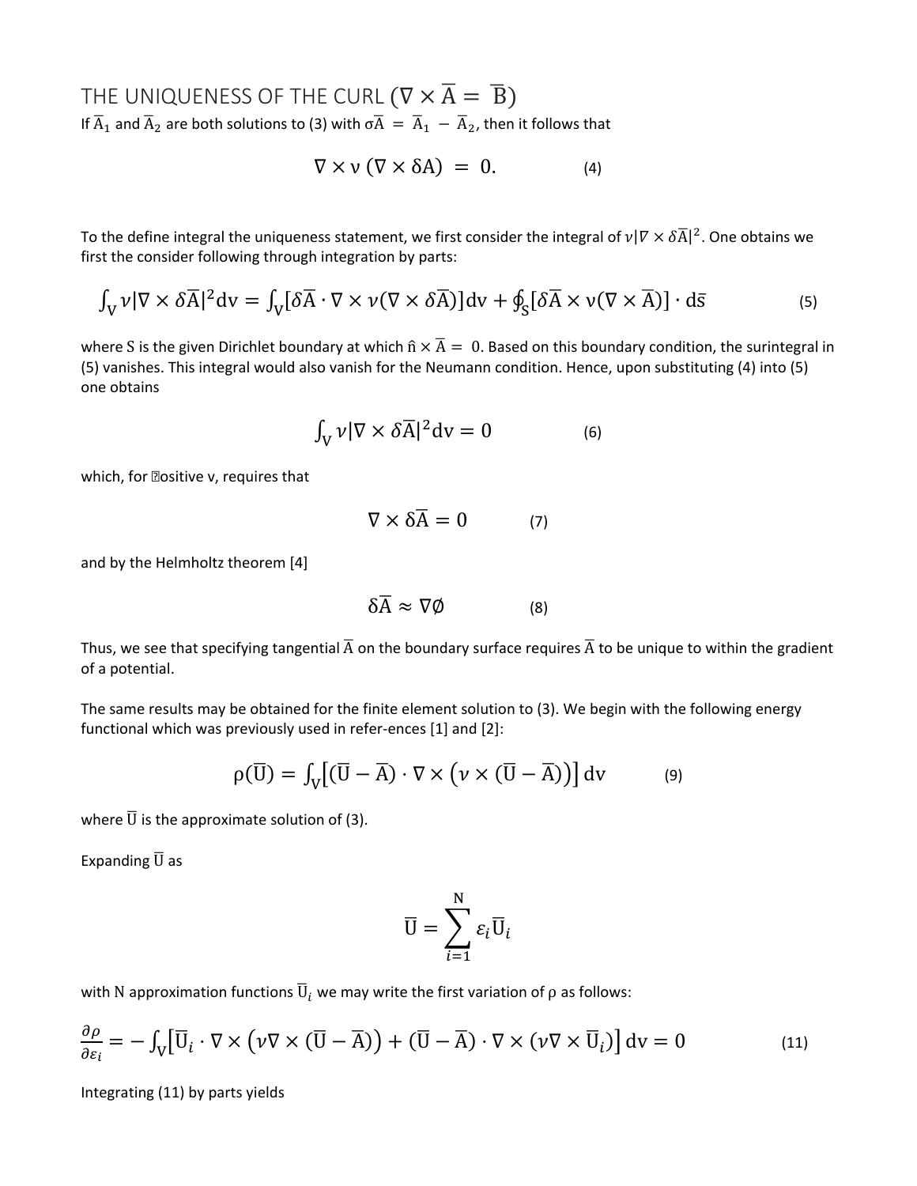## THE UNIQUENESS OF THE CURL ($\nabla \times \overline{A} = \overline{B}$)

If $\overline{A}_1$ and $\overline{A}_2$ are both solutions to (3) with $\sigma\overline{A} = \overline{A}_1 - \overline{A}_2$, then it follows that

$$\nabla \times \nu\,(\nabla \times \delta A) = 0. \qquad (4)$$

To the define integral the uniqueness statement, we first consider the integral of $\nu|\nabla \times \delta\overline{A}|^2$. One obtains we first the consider following through integration by parts:

$$\int_V \nu|\nabla \times \delta\overline{A}|^2 dv = \int_V [\delta\overline{A} \cdot \nabla \times \nu(\nabla \times \delta\overline{A})]dv + \oint_S [\delta\overline{A} \times \nu(\nabla \times \overline{A})] \cdot d\overline{s} \qquad (5)$$

where S is the given Dirichlet boundary at which $\hat{n} \times \overline{A} = 0$. Based on this boundary condition, the surintegral in (5) vanishes. This integral would also vanish for the Neumann condition. Hence, upon substituting (4) into (5) one obtains

$$\int_V \nu|\nabla \times \delta\overline{A}|^2 dv = 0 \qquad (6)$$

which, for ositive v, requires that

$$\nabla \times \delta\overline{A} = 0 \qquad (7)$$

and by the Helmholtz theorem [4]

$$\delta\overline{A} \approx \nabla\emptyset \qquad (8)$$

Thus, we see that specifying tangential $\overline{A}$ on the boundary surface requires $\overline{A}$ to be unique to within the gradient of a potential.

The same results may be obtained for the finite element solution to (3). We begin with the following energy functional which was previously used in refer-ences [1] and [2]:

$$\rho(\overline{U}) = \int_V \left[(\overline{U} - \overline{A}) \cdot \nabla \times \left(\nu \times (\overline{U} - \overline{A})\right)\right] dv \qquad (9)$$

where $\overline{U}$ is the approximate solution of (3).

Expanding $\overline{U}$ as

$$\overline{U} = \sum_{i=1}^{N} \varepsilon_i \overline{U}_i$$

with N approximation functions $\overline{U}_i$ we may write the first variation of ρ as follows:

$$\frac{\partial \rho}{\partial \varepsilon_i} = -\int_V \left[\overline{U}_i \cdot \nabla \times \left(\nu\nabla \times (\overline{U} - \overline{A})\right) + (\overline{U} - \overline{A}) \cdot \nabla \times (\nu\nabla \times \overline{U}_i)\right] dv = 0 \qquad (11)$$

Integrating (11) by parts yields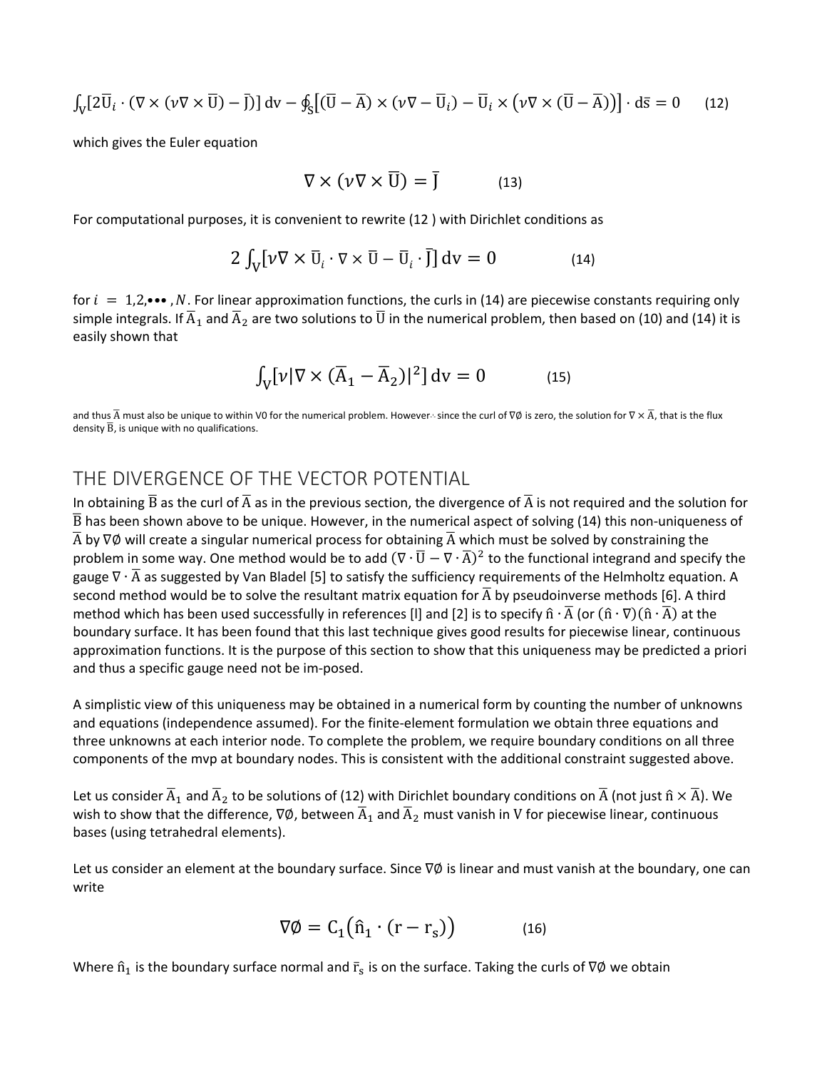$$\int_V [2\bar{U}_i \cdot (\nabla \times (\nu \nabla \times \bar{U}) - \bar{J})]\, dv - \oint_S [(\bar{U} - \bar{A}) \times (\nu \nabla - \bar{U}_i) - \bar{U}_i \times (\nu \nabla \times (\bar{U} - \bar{A}))] \cdot d\bar{s} = 0 \qquad (12)$$

which gives the Euler equation

$$\nabla \times (\nu \nabla \times \bar{U}) = \bar{J} \qquad (13)$$

For computational purposes, it is convenient to rewrite (12 ) with Dirichlet conditions as

$$2 \int_V [\nu \nabla \times \bar{U}_i \cdot \nabla \times \bar{U} - \bar{U}_i \cdot \bar{J}]\, dv = 0 \qquad (14)$$

for $i = 1,2,\bullet\bullet\bullet, N$. For linear approximation functions, the curls in (14) are piecewise constants requiring only simple integrals. If $\bar{A}_1$ and $\bar{A}_2$ are two solutions to $\bar{U}$ in the numerical problem, then based on (10) and (14) it is easily shown that

$$\int_V [\nu |\nabla \times (\bar{A}_1 - \bar{A}_2)|^2]\, dv = 0 \qquad (15)$$

and thus $\bar{A}$ must also be unique to within V0 for the numerical problem. However since the curl of $\nabla\emptyset$ is zero, the solution for $\nabla \times \bar{A}$, that is the flux density $\bar{B}$, is unique with no qualifications.

## THE DIVERGENCE OF THE VECTOR POTENTIAL

In obtaining $\bar{B}$ as the curl of $\bar{A}$ as in the previous section, the divergence of $\bar{A}$ is not required and the solution for $\bar{B}$ has been shown above to be unique. However, in the numerical aspect of solving (14) this non-uniqueness of $\bar{A}$ by $\nabla\emptyset$ will create a singular numerical process for obtaining $\bar{A}$ which must be solved by constraining the problem in some way. One method would be to add $(\nabla \cdot \bar{U} - \nabla \cdot \bar{A})^2$ to the functional integrand and specify the gauge $\nabla \cdot \bar{A}$ as suggested by Van Bladel [5] to satisfy the sufficiency requirements of the Helmholtz equation. A second method would be to solve the resultant matrix equation for $\bar{A}$ by pseudoinverse methods [6]. A third method which has been used successfully in references [l] and [2] is to specify $\hat{n} \cdot \bar{A}$ (or $(\hat{n} \cdot \nabla)(\hat{n} \cdot \bar{A})$ at the boundary surface. It has been found that this last technique gives good results for piecewise linear, continuous approximation functions. It is the purpose of this section to show that this uniqueness may be predicted a priori and thus a specific gauge need not be im-posed.

A simplistic view of this uniqueness may be obtained in a numerical form by counting the number of unknowns and equations (independence assumed). For the finite-element formulation we obtain three equations and three unknowns at each interior node. To complete the problem, we require boundary conditions on all three components of the mvp at boundary nodes. This is consistent with the additional constraint suggested above.

Let us consider $\bar{A}_1$ and $\bar{A}_2$ to be solutions of (12) with Dirichlet boundary conditions on $\bar{A}$ (not just $\hat{n} \times \bar{A}$). We wish to show that the difference, $\nabla\emptyset$, between $\bar{A}_1$ and $\bar{A}_2$ must vanish in V for piecewise linear, continuous bases (using tetrahedral elements).

Let us consider an element at the boundary surface. Since $\nabla\emptyset$ is linear and must vanish at the boundary, one can write

$$\nabla\emptyset = C_1(\hat{n}_1 \cdot (r - r_s)) \qquad (16)$$

Where $\hat{n}_1$ is the boundary surface normal and $\bar{r}_s$ is on the surface. Taking the curls of $\nabla\emptyset$ we obtain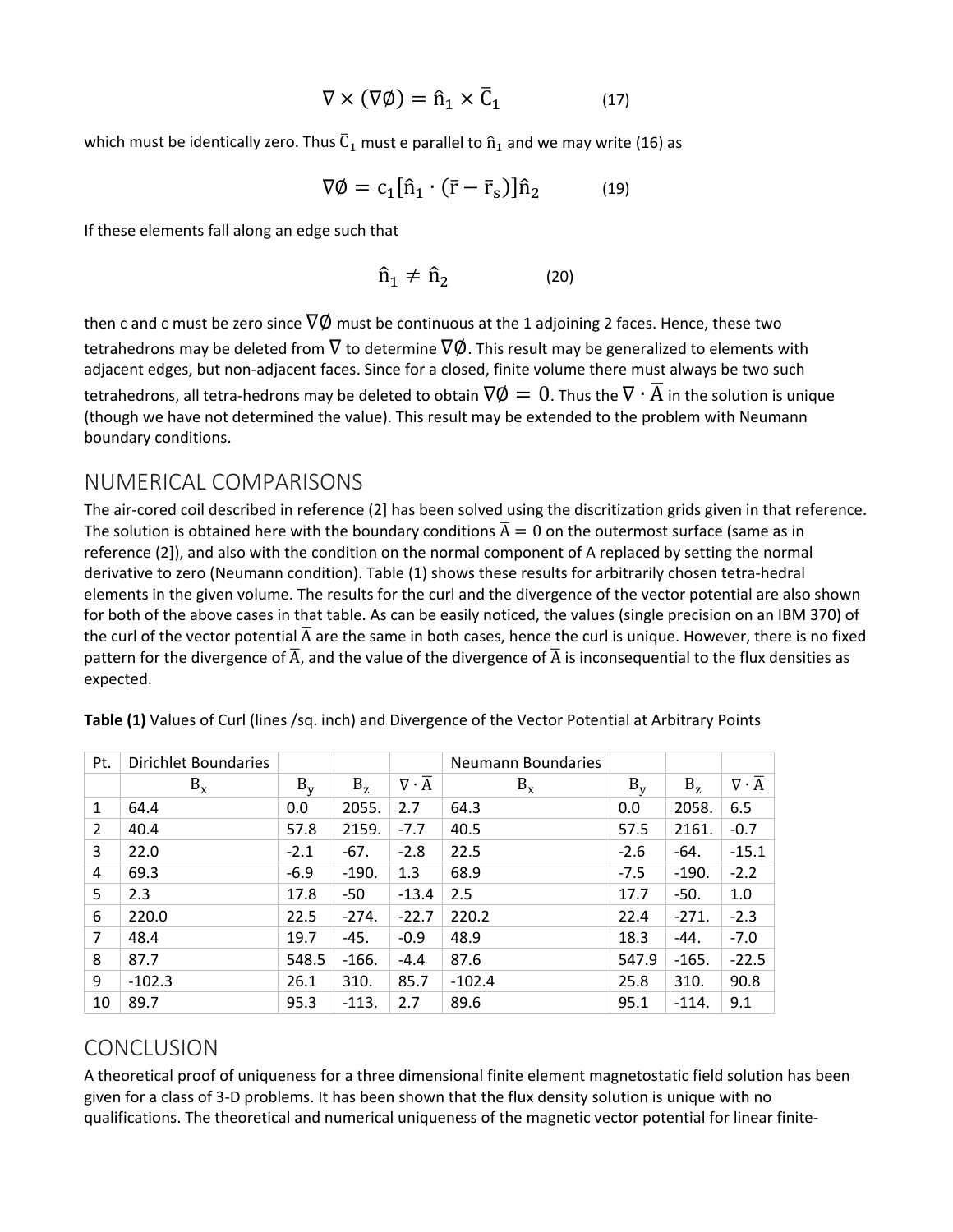$$\nabla \times (\nabla \emptyset) = \hat{n}_1 \times \bar{C}_1 \qquad (17)$$

which must be identically zero. Thus $\bar{C}_1$ must e parallel to $\hat{n}_1$ and we may write (16) as

$$\nabla \emptyset = c_1[\hat{n}_1 \cdot (\bar{r} - \bar{r}_s)]\hat{n}_2 \qquad (19)$$

If these elements fall along an edge such that

$$\hat{n}_1 \neq \hat{n}_2 \qquad (20)$$

then c and c must be zero since $\nabla \emptyset$ must be continuous at the 1 adjoining 2 faces. Hence, these two tetrahedrons may be deleted from $\nabla$ to determine $\nabla \emptyset$. This result may be generalized to elements with adjacent edges, but non-adjacent faces. Since for a closed, finite volume there must always be two such tetrahedrons, all tetra-hedrons may be deleted to obtain $\nabla \emptyset = 0$. Thus the $\nabla \cdot \bar{A}$ in the solution is unique (though we have not determined the value). This result may be extended to the problem with Neumann boundary conditions.

## NUMERICAL COMPARISONS

The air-cored coil described in reference (2) has been solved using the discritization grids given in that reference. The solution is obtained here with the boundary conditions $\bar{A} = 0$ on the outermost surface (same as in reference (2)), and also with the condition on the normal component of A replaced by setting the normal derivative to zero (Neumann condition). Table (1) shows these results for arbitrarily chosen tetra-hedral elements in the given volume. The results for the curl and the divergence of the vector potential are also shown for both of the above cases in that table. As can be easily noticed, the values (single precision on an IBM 370) of the curl of the vector potential $\bar{A}$ are the same in both cases, hence the curl is unique. However, there is no fixed pattern for the divergence of $\bar{A}$, and the value of the divergence of $\bar{A}$ is inconsequential to the flux densities as expected.

**Table (1)** Values of Curl (lines /sq. inch) and Divergence of the Vector Potential at Arbitrary Points

| Pt. | Dirichlet Boundaries | | | | Neumann Boundaries | | | |
|---|---|---|---|---|---|---|---|---|
| | $B_x$ | $B_y$ | $B_z$ | $\nabla \cdot \bar{A}$ | $B_x$ | $B_y$ | $B_z$ | $\nabla \cdot \bar{A}$ |
| 1 | 64.4 | 0.0 | 2055. | 2.7 | 64.3 | 0.0 | 2058. | 6.5 |
| 2 | 40.4 | 57.8 | 2159. | -7.7 | 40.5 | 57.5 | 2161. | -0.7 |
| 3 | 22.0 | -2.1 | -67. | -2.8 | 22.5 | -2.6 | -64. | -15.1 |
| 4 | 69.3 | -6.9 | -190. | 1.3 | 68.9 | -7.5 | -190. | -2.2 |
| 5 | 2.3 | 17.8 | -50 | -13.4 | 2.5 | 17.7 | -50. | 1.0 |
| 6 | 220.0 | 22.5 | -274. | -22.7 | 220.2 | 22.4 | -271. | -2.3 |
| 7 | 48.4 | 19.7 | -45. | -0.9 | 48.9 | 18.3 | -44. | -7.0 |
| 8 | 87.7 | 548.5 | -166. | -4.4 | 87.6 | 547.9 | -165. | -22.5 |
| 9 | -102.3 | 26.1 | 310. | 85.7 | -102.4 | 25.8 | 310. | 90.8 |
| 10 | 89.7 | 95.3 | -113. | 2.7 | 89.6 | 95.1 | -114. | 9.1 |

## CONCLUSION

A theoretical proof of uniqueness for a three dimensional finite element magnetostatic field solution has been given for a class of 3-D problems. It has been shown that the flux density solution is unique with no qualifications. The theoretical and numerical uniqueness of the magnetic vector potential for linear finite-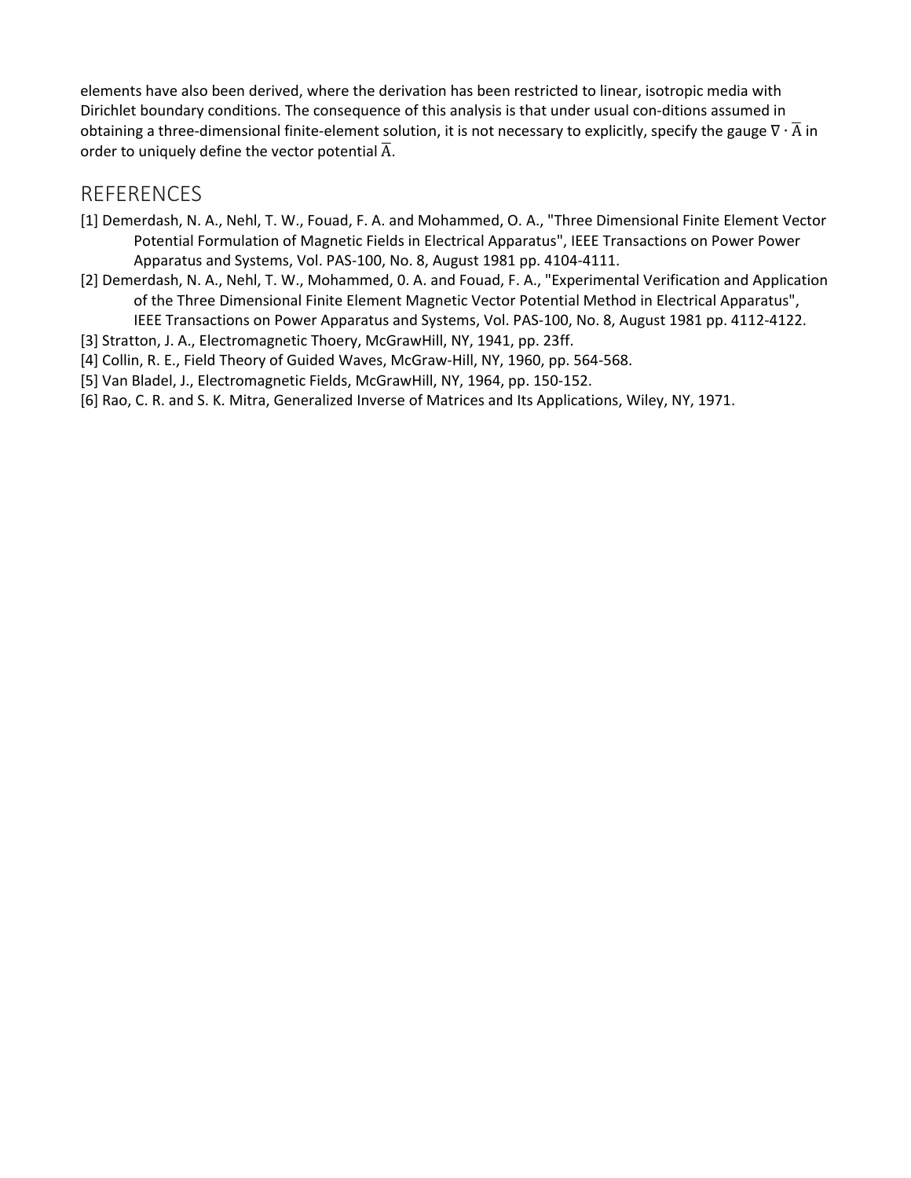elements have also been derived, where the derivation has been restricted to linear, isotropic media with Dirichlet boundary conditions. The consequence of this analysis is that under usual con-ditions assumed in obtaining a three-dimensional finite-element solution, it is not necessary to explicitly, specify the gauge $\nabla \cdot \overline{A}$ in order to uniquely define the vector potential $\overline{A}$.

## REFERENCES

[1] Demerdash, N. A., Nehl, T. W., Fouad, F. A. and Mohammed, O. A., "Three Dimensional Finite Element Vector Potential Formulation of Magnetic Fields in Electrical Apparatus", IEEE Transactions on Power Power Apparatus and Systems, Vol. PAS-100, No. 8, August 1981 pp. 4104-4111.

[2] Demerdash, N. A., Nehl, T. W., Mohammed, 0. A. and Fouad, F. A., "Experimental Verification and Application of the Three Dimensional Finite Element Magnetic Vector Potential Method in Electrical Apparatus", IEEE Transactions on Power Apparatus and Systems, Vol. PAS-100, No. 8, August 1981 pp. 4112-4122.

[3] Stratton, J. A., Electromagnetic Thoery, McGrawHill, NY, 1941, pp. 23ff.

[4] Collin, R. E., Field Theory of Guided Waves, McGraw-Hill, NY, 1960, pp. 564-568.

[5] Van Bladel, J., Electromagnetic Fields, McGrawHill, NY, 1964, pp. 150-152.

[6] Rao, C. R. and S. K. Mitra, Generalized Inverse of Matrices and Its Applications, Wiley, NY, 1971.